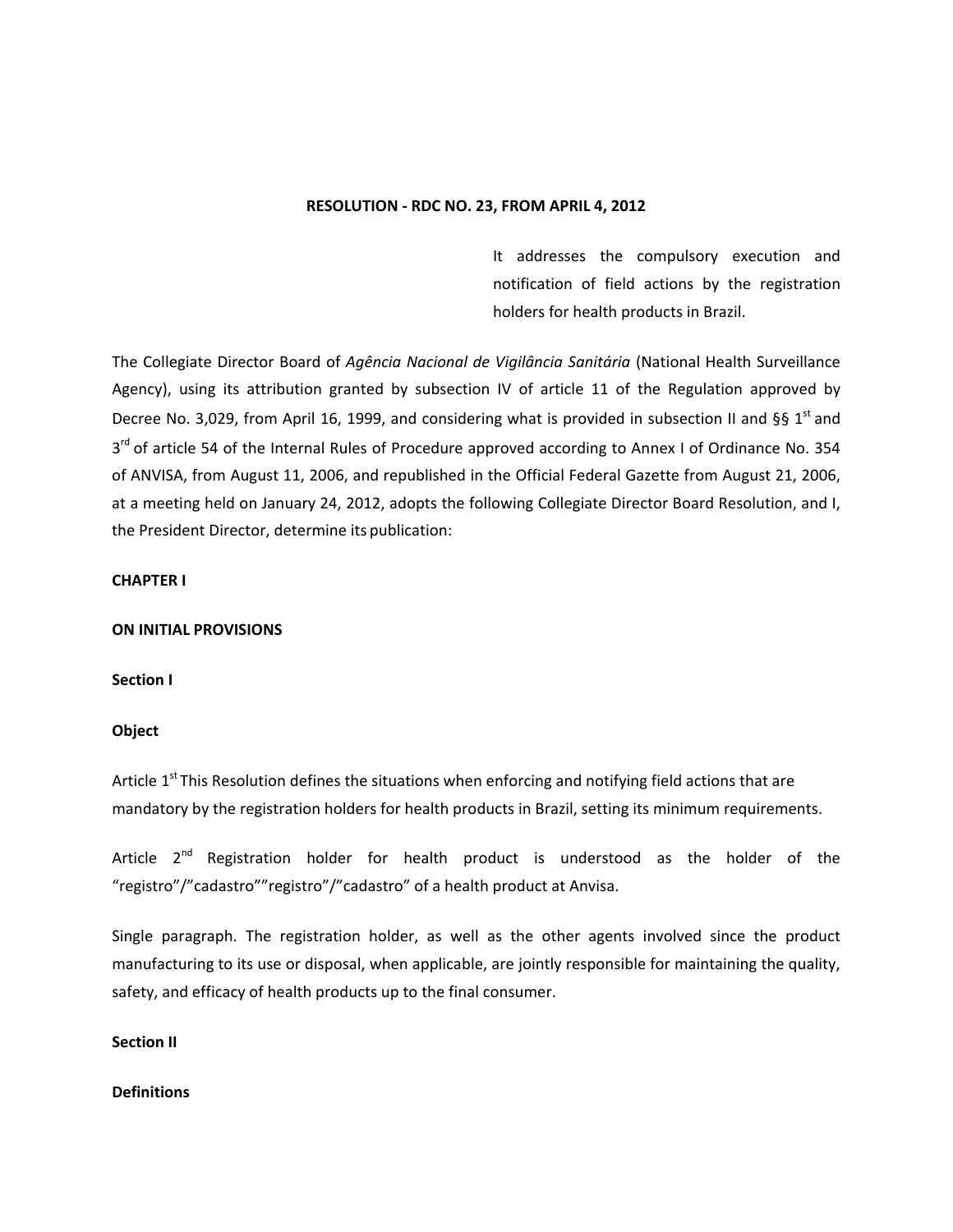**RESOLUTION - RDC NO. 23, FROM APRIL 4, 2012**

It addresses the compulsory execution and notification of field actions by the registration holders for health products in Brazil.

The Collegiate Director Board of *Agência Nacional de Vigilância Sanitária* (National Health Surveillance Agency), using its attribution granted by subsection IV of article 11 of the Regulation approved by Decree No. 3,029, from April 16, 1999, and considering what is provided in subsection II and §§ 1st and 3rd of article 54 of the Internal Rules of Procedure approved according to Annex I of Ordinance No. 354 of ANVISA, from August 11, 2006, and republished in the Official Federal Gazette from August 21, 2006, at a meeting held on January 24, 2012, adopts the following Collegiate Director Board Resolution, and I, the President Director, determine its publication:

**CHAPTER I**

**ON INITIAL PROVISIONS**

**Section I**

**Object**

Article 1st This Resolution defines the situations when enforcing and notifying field actions that are mandatory by the registration holders for health products in Brazil, setting its minimum requirements.

Article 2nd Registration holder for health product is understood as the holder of the "registro"/"cadastro""registro"/"cadastro" of a health product at Anvisa.

Single paragraph. The registration holder, as well as the other agents involved since the product manufacturing to its use or disposal, when applicable, are jointly responsible for maintaining the quality, safety, and efficacy of health products up to the final consumer.

**Section II**

**Definitions**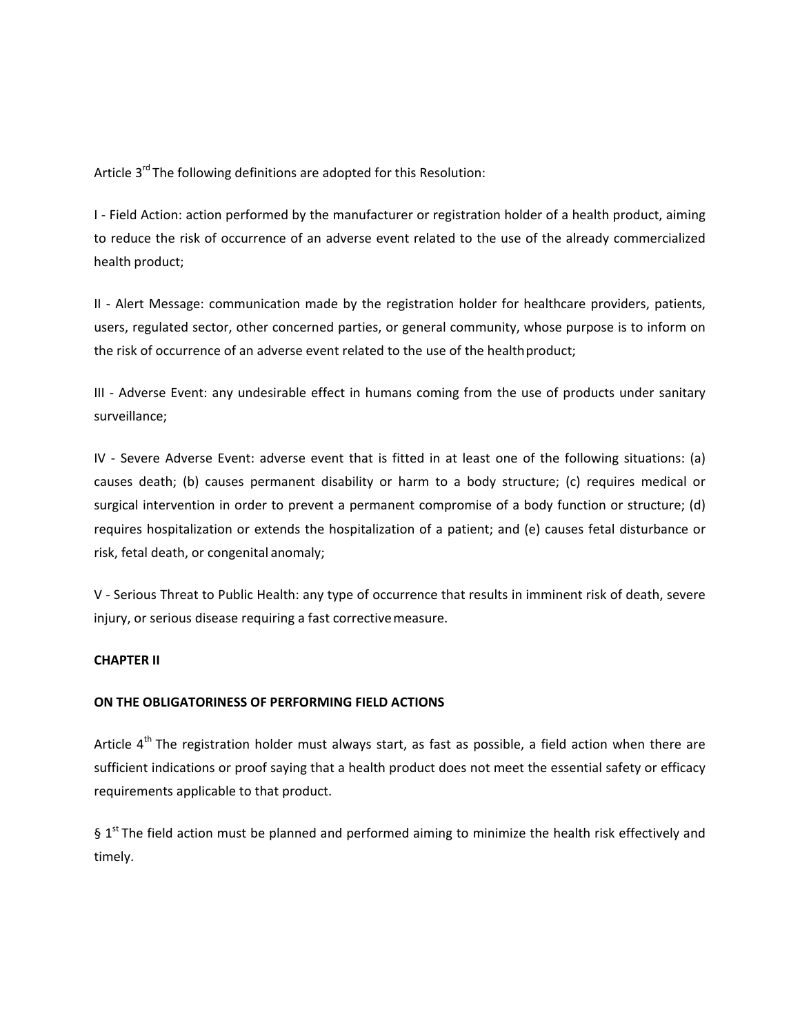Article 3rd The following definitions are adopted for this Resolution:

I - Field Action: action performed by the manufacturer or registration holder of a health product, aiming to reduce the risk of occurrence of an adverse event related to the use of the already commercialized health product;

II - Alert Message: communication made by the registration holder for healthcare providers, patients, users, regulated sector, other concerned parties, or general community, whose purpose is to inform on the risk of occurrence of an adverse event related to the use of the health product;

III - Adverse Event: any undesirable effect in humans coming from the use of products under sanitary surveillance;

IV - Severe Adverse Event: adverse event that is fitted in at least one of the following situations: (a) causes death; (b) causes permanent disability or harm to a body structure; (c) requires medical or surgical intervention in order to prevent a permanent compromise of a body function or structure; (d) requires hospitalization or extends the hospitalization of a patient; and (e) causes fetal disturbance or risk, fetal death, or congenital anomaly;

V - Serious Threat to Public Health: any type of occurrence that results in imminent risk of death, severe injury, or serious disease requiring a fast corrective measure.

**CHAPTER II**

**ON THE OBLIGATORINESS OF PERFORMING FIELD ACTIONS**

Article 4th The registration holder must always start, as fast as possible, a field action when there are sufficient indications or proof saying that a health product does not meet the essential safety or efficacy requirements applicable to that product.

§ 1st The field action must be planned and performed aiming to minimize the health risk effectively and timely.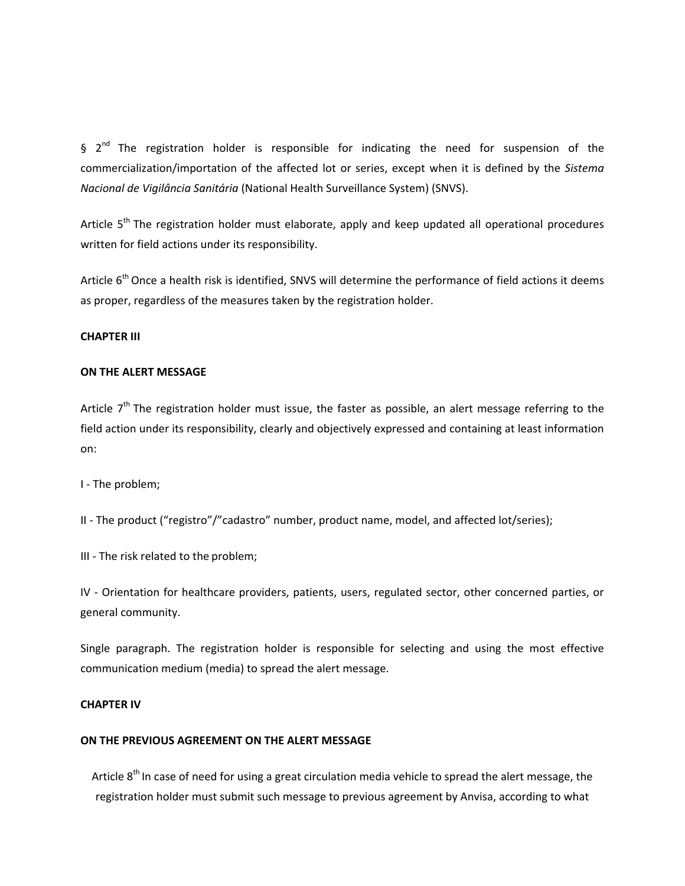§ 2nd The registration holder is responsible for indicating the need for suspension of the commercialization/importation of the affected lot or series, except when it is defined by the *Sistema Nacional de Vigilância Sanitária* (National Health Surveillance System) (SNVS).

Article 5th The registration holder must elaborate, apply and keep updated all operational procedures written for field actions under its responsibility.

Article 6th Once a health risk is identified, SNVS will determine the performance of field actions it deems as proper, regardless of the measures taken by the registration holder.

**CHAPTER III**

**ON THE ALERT MESSAGE**

Article 7th The registration holder must issue, the faster as possible, an alert message referring to the field action under its responsibility, clearly and objectively expressed and containing at least information on:

I - The problem;

II - The product ("registro"/"cadastro" number, product name, model, and affected lot/series);

III - The risk related to the problem;

IV - Orientation for healthcare providers, patients, users, regulated sector, other concerned parties, or general community.

Single paragraph. The registration holder is responsible for selecting and using the most effective communication medium (media) to spread the alert message.

**CHAPTER IV**

**ON THE PREVIOUS AGREEMENT ON THE ALERT MESSAGE**

Article 8th In case of need for using a great circulation media vehicle to spread the alert message, the registration holder must submit such message to previous agreement by Anvisa, according to what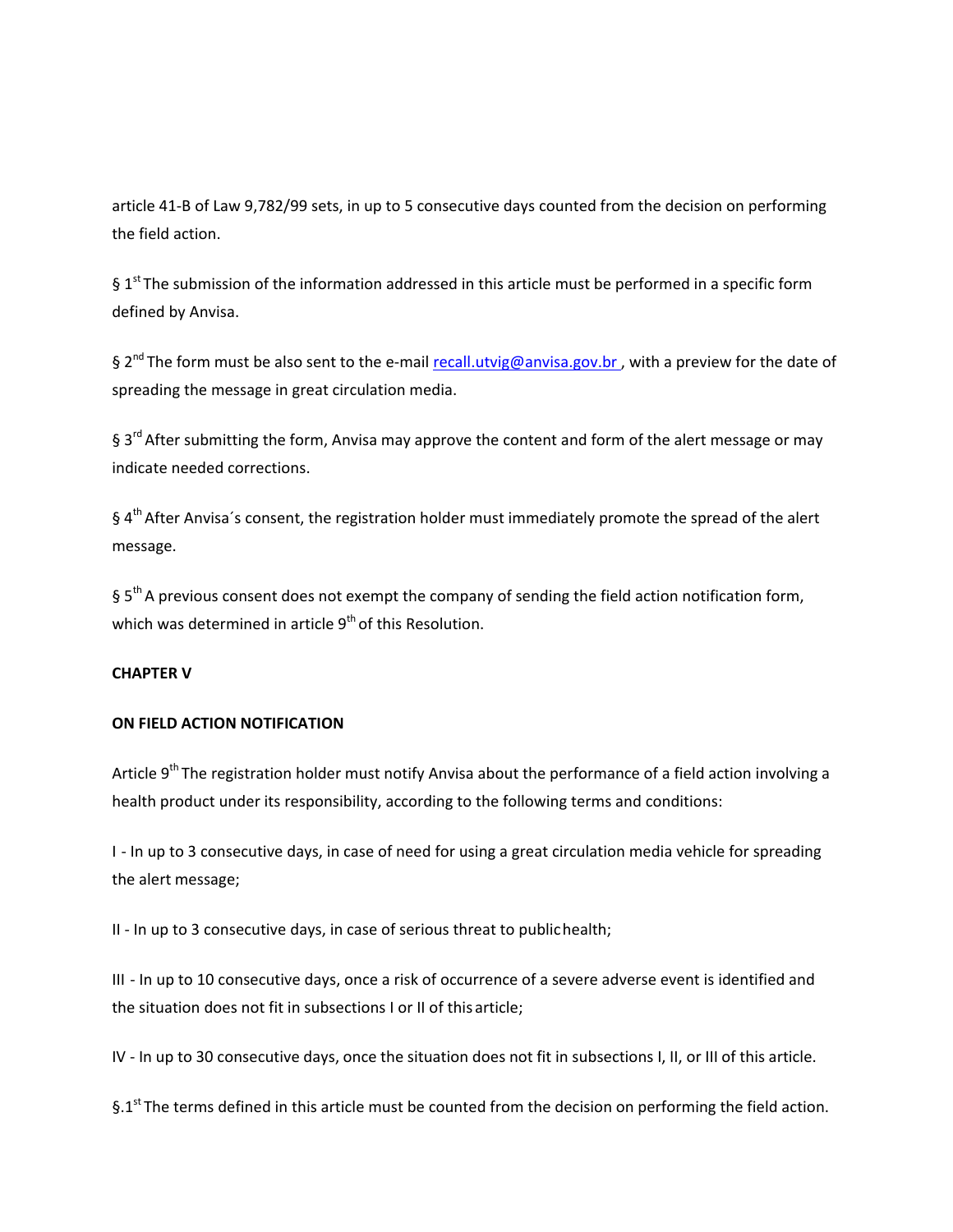article 41-B of Law 9,782/99 sets, in up to 5 consecutive days counted from the decision on performing the field action.

§ 1st The submission of the information addressed in this article must be performed in a specific form defined by Anvisa.

§ 2nd The form must be also sent to the e-mail recall.utvig@anvisa.gov.br , with a preview for the date of spreading the message in great circulation media.

§ 3rd After submitting the form, Anvisa may approve the content and form of the alert message or may indicate needed corrections.

§ 4th After Anvisa´s consent, the registration holder must immediately promote the spread of the alert message.

§ 5th A previous consent does not exempt the company of sending the field action notification form, which was determined in article 9th of this Resolution.

**CHAPTER V**

**ON FIELD ACTION NOTIFICATION**

Article 9th The registration holder must notify Anvisa about the performance of a field action involving a health product under its responsibility, according to the following terms and conditions:

I - In up to 3 consecutive days, in case of need for using a great circulation media vehicle for spreading the alert message;

II - In up to 3 consecutive days, in case of serious threat to public health;

III - In up to 10 consecutive days, once a risk of occurrence of a severe adverse event is identified and the situation does not fit in subsections I or II of this article;

IV - In up to 30 consecutive days, once the situation does not fit in subsections I, II, or III of this article.

§.1st The terms defined in this article must be counted from the decision on performing the field action.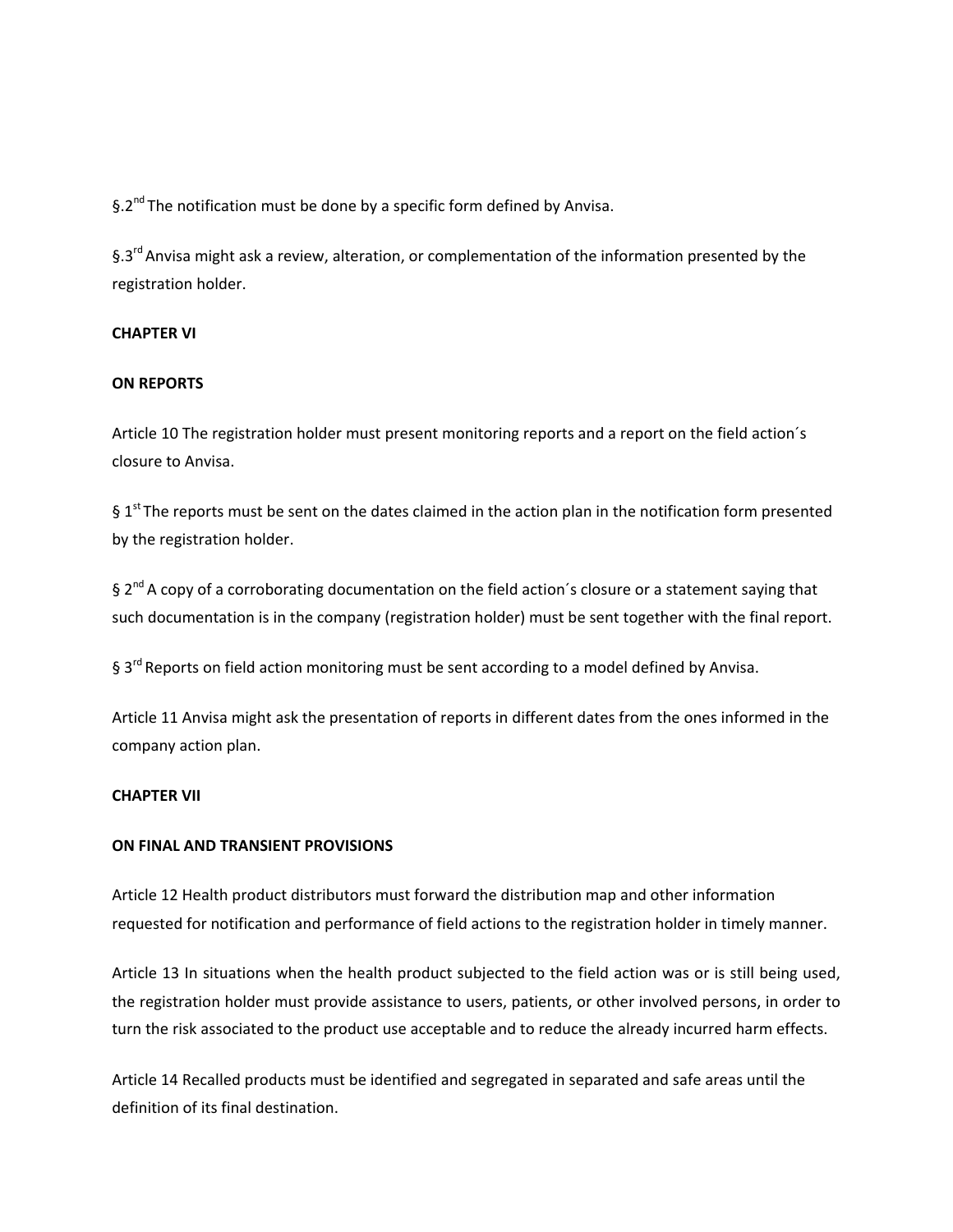§.2nd The notification must be done by a specific form defined by Anvisa.

§.3rd Anvisa might ask a review, alteration, or complementation of the information presented by the registration holder.

**CHAPTER VI**

**ON REPORTS**

Article 10 The registration holder must present monitoring reports and a report on the field action´s closure to Anvisa.

§ 1st The reports must be sent on the dates claimed in the action plan in the notification form presented by the registration holder.

§ 2nd A copy of a corroborating documentation on the field action´s closure or a statement saying that such documentation is in the company (registration holder) must be sent together with the final report.

§ 3rd Reports on field action monitoring must be sent according to a model defined by Anvisa.

Article 11 Anvisa might ask the presentation of reports in different dates from the ones informed in the company action plan.

**CHAPTER VII**

**ON FINAL AND TRANSIENT PROVISIONS**

Article 12 Health product distributors must forward the distribution map and other information requested for notification and performance of field actions to the registration holder in timely manner.

Article 13 In situations when the health product subjected to the field action was or is still being used, the registration holder must provide assistance to users, patients, or other involved persons, in order to turn the risk associated to the product use acceptable and to reduce the already incurred harm effects.

Article 14 Recalled products must be identified and segregated in separated and safe areas until the definition of its final destination.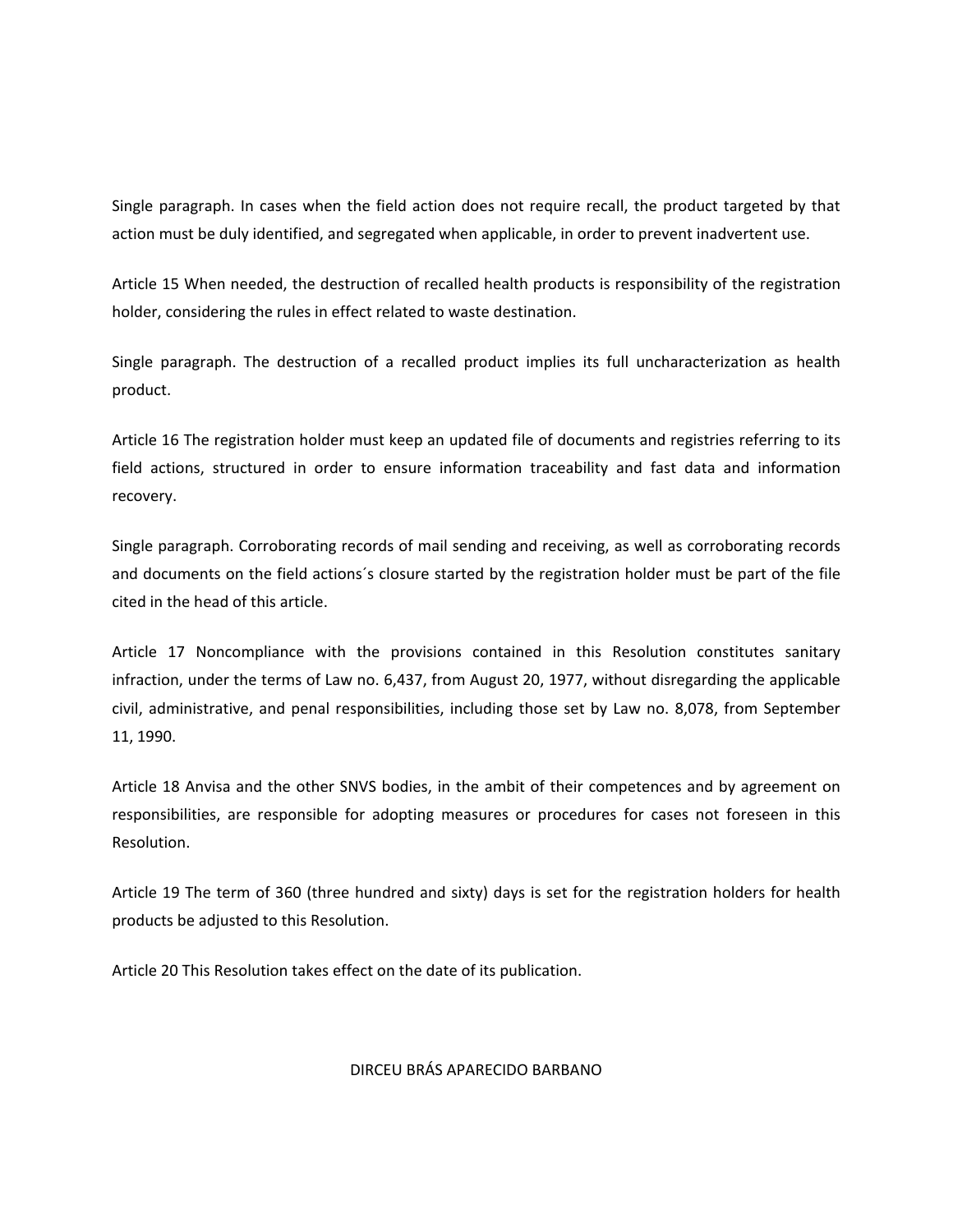Single paragraph. In cases when the field action does not require recall, the product targeted by that action must be duly identified, and segregated when applicable, in order to prevent inadvertent use.

Article 15 When needed, the destruction of recalled health products is responsibility of the registration holder, considering the rules in effect related to waste destination.

Single paragraph. The destruction of a recalled product implies its full uncharacterization as health product.

Article 16 The registration holder must keep an updated file of documents and registries referring to its field actions, structured in order to ensure information traceability and fast data and information recovery.

Single paragraph. Corroborating records of mail sending and receiving, as well as corroborating records and documents on the field actions´s closure started by the registration holder must be part of the file cited in the head of this article.

Article 17 Noncompliance with the provisions contained in this Resolution constitutes sanitary infraction, under the terms of Law no. 6,437, from August 20, 1977, without disregarding the applicable civil, administrative, and penal responsibilities, including those set by Law no. 8,078, from September 11, 1990.

Article 18 Anvisa and the other SNVS bodies, in the ambit of their competences and by agreement on responsibilities, are responsible for adopting measures or procedures for cases not foreseen in this Resolution.

Article 19 The term of 360 (three hundred and sixty) days is set for the registration holders for health products be adjusted to this Resolution.

Article 20 This Resolution takes effect on the date of its publication.

DIRCEU BRÁS APARECIDO BARBANO